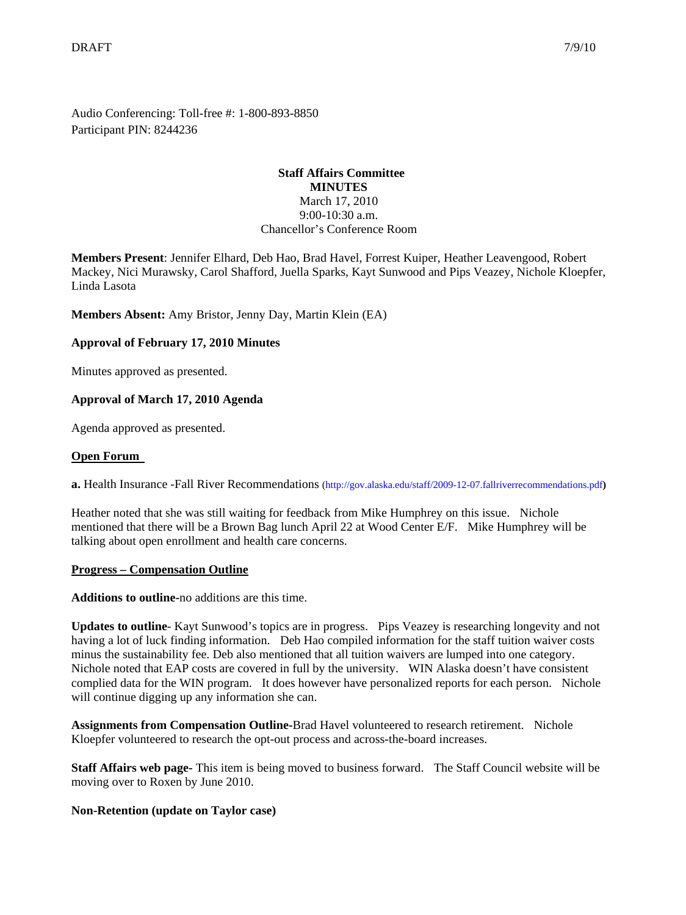DRAFT 7/9/10

Audio Conferencing: Toll-free #: 1-800-893-8850
Participant PIN: 8244236

**Staff Affairs Committee**
**MINUTES**
March 17, 2010
9:00-10:30 a.m.
Chancellor's Conference Room

**Members Present**: Jennifer Elhard, Deb Hao, Brad Havel, Forrest Kuiper, Heather Leavengood, Robert Mackey, Nici Murawsky, Carol Shafford, Juella Sparks, Kayt Sunwood and Pips Veazey, Nichole Kloepfer, Linda Lasota

**Members Absent:** Amy Bristor, Jenny Day, Martin Klein (EA)

**Approval of February 17, 2010 Minutes**

Minutes approved as presented.

**Approval of March 17, 2010 Agenda**

Agenda approved as presented.

**Open Forum**

**a.** Health Insurance -Fall River Recommendations (http://gov.alaska.edu/staff/2009-12-07.fallriverrecommendations.pdf)

Heather noted that she was still waiting for feedback from Mike Humphrey on this issue. Nichole mentioned that there will be a Brown Bag lunch April 22 at Wood Center E/F. Mike Humphrey will be talking about open enrollment and health care concerns.

**Progress – Compensation Outline**

**Additions to outline**-no additions are this time.

**Updates to outline**- Kayt Sunwood's topics are in progress. Pips Veazey is researching longevity and not having a lot of luck finding information. Deb Hao compiled information for the staff tuition waiver costs minus the sustainability fee. Deb also mentioned that all tuition waivers are lumped into one category. Nichole noted that EAP costs are covered in full by the university. WIN Alaska doesn't have consistent complied data for the WIN program. It does however have personalized reports for each person. Nichole will continue digging up any information she can.

**Assignments from Compensation Outline**-Brad Havel volunteered to research retirement. Nichole Kloepfer volunteered to research the opt-out process and across-the-board increases.

**Staff Affairs web page**- This item is being moved to business forward. The Staff Council website will be moving over to Roxen by June 2010.

**Non-Retention (update on Taylor case)**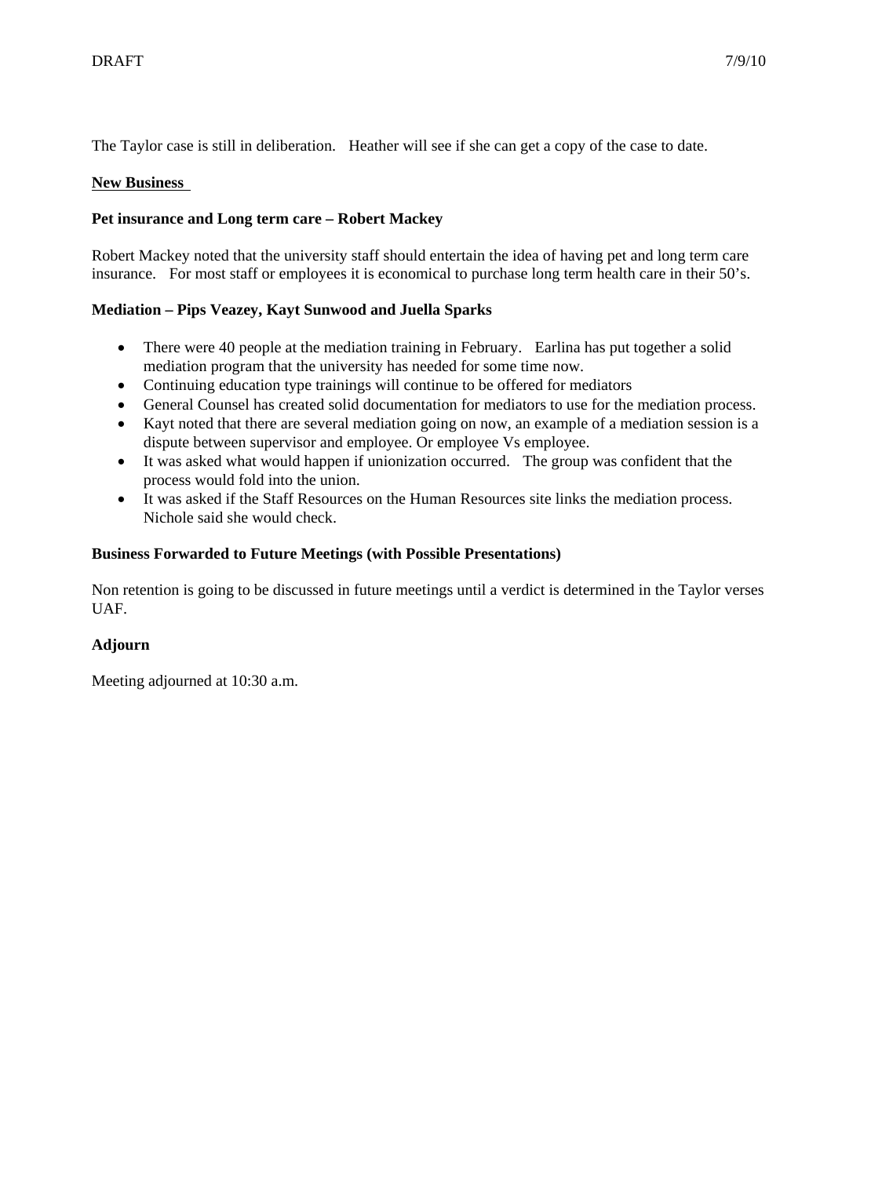The Taylor case is still in deliberation. Heather will see if she can get a copy of the case to date.

**New Business**

**Pet insurance and Long term care – Robert Mackey**

Robert Mackey noted that the university staff should entertain the idea of having pet and long term care insurance. For most staff or employees it is economical to purchase long term health care in their 50's.

**Mediation – Pips Veazey, Kayt Sunwood and Juella Sparks**

- There were 40 people at the mediation training in February. Earlina has put together a solid mediation program that the university has needed for some time now.
- Continuing education type trainings will continue to be offered for mediators
- General Counsel has created solid documentation for mediators to use for the mediation process.
- Kayt noted that there are several mediation going on now, an example of a mediation session is a dispute between supervisor and employee. Or employee Vs employee.
- It was asked what would happen if unionization occurred. The group was confident that the process would fold into the union.
- It was asked if the Staff Resources on the Human Resources site links the mediation process. Nichole said she would check.

**Business Forwarded to Future Meetings (with Possible Presentations)**

Non retention is going to be discussed in future meetings until a verdict is determined in the Taylor verses UAF.

**Adjourn**

Meeting adjourned at 10:30 a.m.